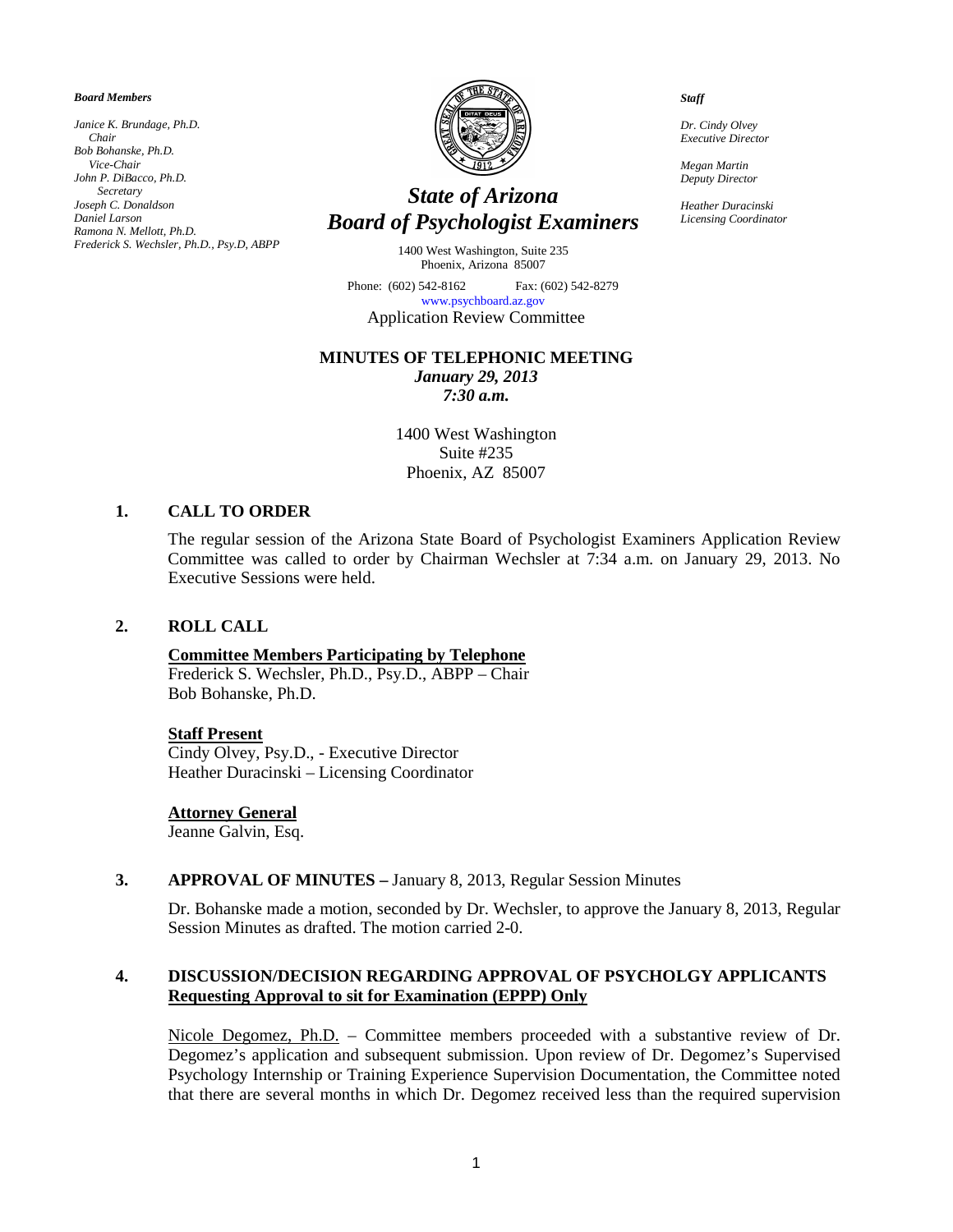***Board Members***

*Janice K. Brundage, Ph.D.*
*Chair*
*Bob Bohanske, Ph.D.*
*Vice-Chair*
*John P. DiBacco, Ph.D.*
*Secretary*
*Joseph C. Donaldson*
*Daniel Larson*
*Ramona N. Mellott, Ph.D.*
*Frederick S. Wechsler, Ph.D., Psy.D, ABPP*

# *State of Arizona*
# *Board of Psychologist Examiners*

1400 West Washington, Suite 235
Phoenix, Arizona 85007

Phone: (602) 542-8162 Fax: (602) 542-8279
www.psychboard.az.gov

***Staff***

*Dr. Cindy Olvey*
*Executive Director*

*Megan Martin*
*Deputy Director*

*Heather Duracinski*
*Licensing Coordinator*

Application Review Committee

**MINUTES OF TELEPHONIC MEETING**
***January 29, 2013***
***7:30 a.m.***

1400 West Washington
Suite #235
Phoenix, AZ 85007

## 1. CALL TO ORDER

The regular session of the Arizona State Board of Psychologist Examiners Application Review Committee was called to order by Chairman Wechsler at 7:34 a.m. on January 29, 2013. No Executive Sessions were held.

## 2. ROLL CALL

**Committee Members Participating by Telephone**
Frederick S. Wechsler, Ph.D., Psy.D., ABPP – Chair
Bob Bohanske, Ph.D.

**Staff Present**
Cindy Olvey, Psy.D., - Executive Director
Heather Duracinski – Licensing Coordinator

**Attorney General**
Jeanne Galvin, Esq.

## 3. APPROVAL OF MINUTES – January 8, 2013, Regular Session Minutes

Dr. Bohanske made a motion, seconded by Dr. Wechsler, to approve the January 8, 2013, Regular Session Minutes as drafted. The motion carried 2-0.

## 4. DISCUSSION/DECISION REGARDING APPROVAL OF PSYCHOLGY APPLICANTS Requesting Approval to sit for Examination (EPPP) Only

Nicole Degomez, Ph.D. – Committee members proceeded with a substantive review of Dr. Degomez's application and subsequent submission. Upon review of Dr. Degomez's Supervised Psychology Internship or Training Experience Supervision Documentation, the Committee noted that there are several months in which Dr. Degomez received less than the required supervision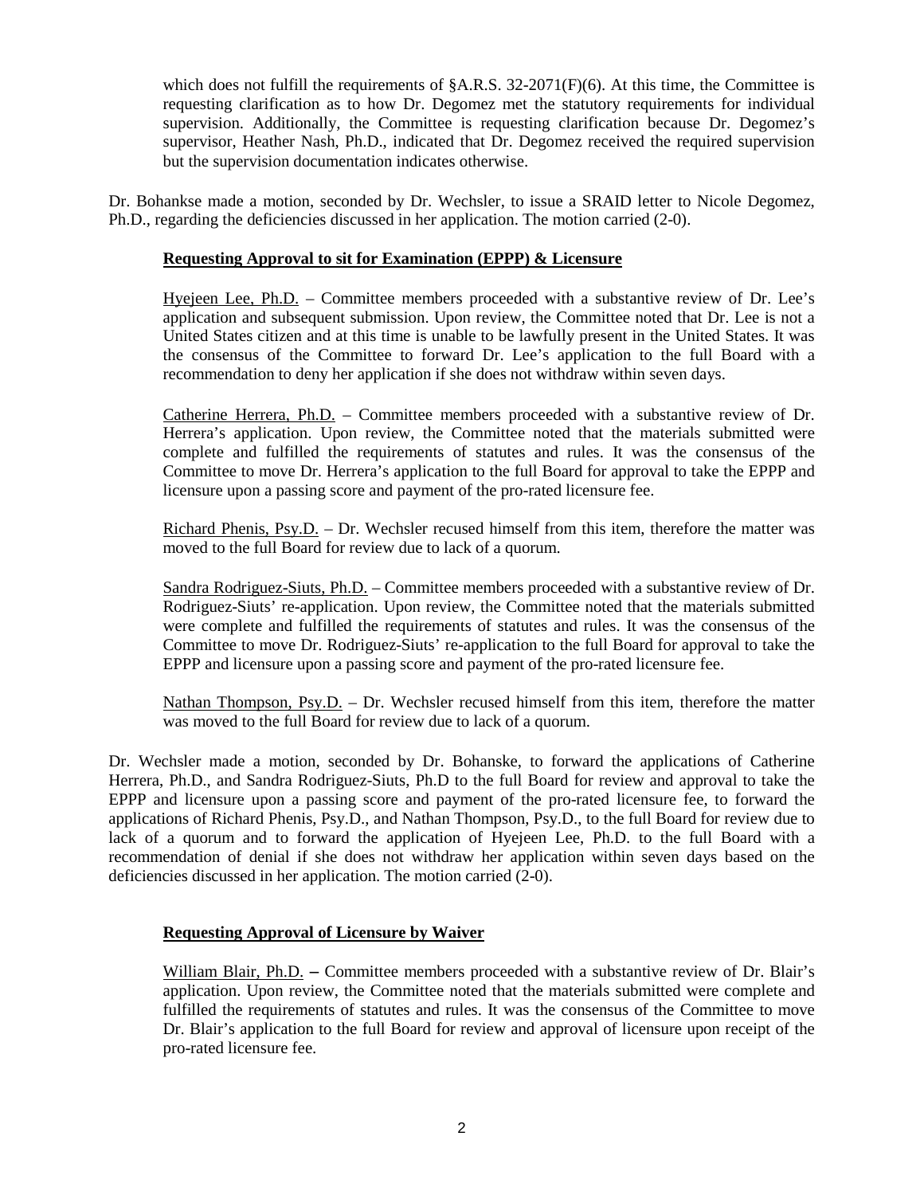which does not fulfill the requirements of §A.R.S. 32-2071(F)(6). At this time, the Committee is requesting clarification as to how Dr. Degomez met the statutory requirements for individual supervision. Additionally, the Committee is requesting clarification because Dr. Degomez's supervisor, Heather Nash, Ph.D., indicated that Dr. Degomez received the required supervision but the supervision documentation indicates otherwise.

Dr. Bohankse made a motion, seconded by Dr. Wechsler, to issue a SRAID letter to Nicole Degomez, Ph.D., regarding the deficiencies discussed in her application. The motion carried (2-0).

**Requesting Approval to sit for Examination (EPPP) & Licensure**

Hyejeen Lee, Ph.D. – Committee members proceeded with a substantive review of Dr. Lee's application and subsequent submission. Upon review, the Committee noted that Dr. Lee is not a United States citizen and at this time is unable to be lawfully present in the United States. It was the consensus of the Committee to forward Dr. Lee's application to the full Board with a recommendation to deny her application if she does not withdraw within seven days.

Catherine Herrera, Ph.D. – Committee members proceeded with a substantive review of Dr. Herrera's application. Upon review, the Committee noted that the materials submitted were complete and fulfilled the requirements of statutes and rules. It was the consensus of the Committee to move Dr. Herrera's application to the full Board for approval to take the EPPP and licensure upon a passing score and payment of the pro-rated licensure fee.

Richard Phenis, Psy.D. – Dr. Wechsler recused himself from this item, therefore the matter was moved to the full Board for review due to lack of a quorum.

Sandra Rodriguez-Siuts, Ph.D. – Committee members proceeded with a substantive review of Dr. Rodriguez-Siuts' re-application. Upon review, the Committee noted that the materials submitted were complete and fulfilled the requirements of statutes and rules. It was the consensus of the Committee to move Dr. Rodriguez-Siuts' re-application to the full Board for approval to take the EPPP and licensure upon a passing score and payment of the pro-rated licensure fee.

Nathan Thompson, Psy.D. – Dr. Wechsler recused himself from this item, therefore the matter was moved to the full Board for review due to lack of a quorum.

Dr. Wechsler made a motion, seconded by Dr. Bohanske, to forward the applications of Catherine Herrera, Ph.D., and Sandra Rodriguez-Siuts, Ph.D to the full Board for review and approval to take the EPPP and licensure upon a passing score and payment of the pro-rated licensure fee, to forward the applications of Richard Phenis, Psy.D., and Nathan Thompson, Psy.D., to the full Board for review due to lack of a quorum and to forward the application of Hyejeen Lee, Ph.D. to the full Board with a recommendation of denial if she does not withdraw her application within seven days based on the deficiencies discussed in her application. The motion carried (2-0).

**Requesting Approval of Licensure by Waiver**

William Blair, Ph.D. – Committee members proceeded with a substantive review of Dr. Blair's application. Upon review, the Committee noted that the materials submitted were complete and fulfilled the requirements of statutes and rules. It was the consensus of the Committee to move Dr. Blair's application to the full Board for review and approval of licensure upon receipt of the pro-rated licensure fee.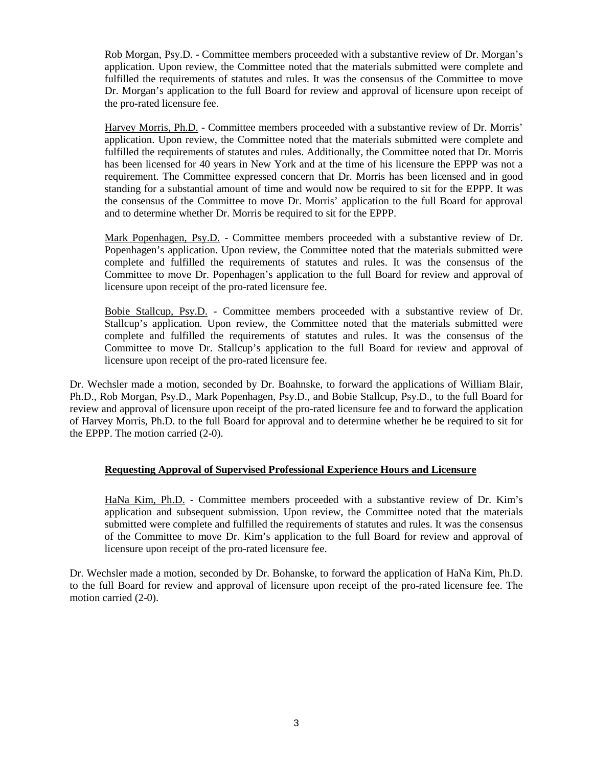Rob Morgan, Psy.D. - Committee members proceeded with a substantive review of Dr. Morgan's application. Upon review, the Committee noted that the materials submitted were complete and fulfilled the requirements of statutes and rules. It was the consensus of the Committee to move Dr. Morgan's application to the full Board for review and approval of licensure upon receipt of the pro-rated licensure fee.

Harvey Morris, Ph.D. - Committee members proceeded with a substantive review of Dr. Morris' application. Upon review, the Committee noted that the materials submitted were complete and fulfilled the requirements of statutes and rules. Additionally, the Committee noted that Dr. Morris has been licensed for 40 years in New York and at the time of his licensure the EPPP was not a requirement. The Committee expressed concern that Dr. Morris has been licensed and in good standing for a substantial amount of time and would now be required to sit for the EPPP. It was the consensus of the Committee to move Dr. Morris' application to the full Board for approval and to determine whether Dr. Morris be required to sit for the EPPP.

Mark Popenhagen, Psy.D. - Committee members proceeded with a substantive review of Dr. Popenhagen's application. Upon review, the Committee noted that the materials submitted were complete and fulfilled the requirements of statutes and rules. It was the consensus of the Committee to move Dr. Popenhagen's application to the full Board for review and approval of licensure upon receipt of the pro-rated licensure fee.

Bobie Stallcup, Psy.D. - Committee members proceeded with a substantive review of Dr. Stallcup's application. Upon review, the Committee noted that the materials submitted were complete and fulfilled the requirements of statutes and rules. It was the consensus of the Committee to move Dr. Stallcup's application to the full Board for review and approval of licensure upon receipt of the pro-rated licensure fee.

Dr. Wechsler made a motion, seconded by Dr. Boahnske, to forward the applications of William Blair, Ph.D., Rob Morgan, Psy.D., Mark Popenhagen, Psy.D., and Bobie Stallcup, Psy.D., to the full Board for review and approval of licensure upon receipt of the pro-rated licensure fee and to forward the application of Harvey Morris, Ph.D. to the full Board for approval and to determine whether he be required to sit for the EPPP. The motion carried (2-0).

**Requesting Approval of Supervised Professional Experience Hours and Licensure**

HaNa Kim, Ph.D. - Committee members proceeded with a substantive review of Dr. Kim's application and subsequent submission. Upon review, the Committee noted that the materials submitted were complete and fulfilled the requirements of statutes and rules. It was the consensus of the Committee to move Dr. Kim's application to the full Board for review and approval of licensure upon receipt of the pro-rated licensure fee.

Dr. Wechsler made a motion, seconded by Dr. Bohanske, to forward the application of HaNa Kim, Ph.D. to the full Board for review and approval of licensure upon receipt of the pro-rated licensure fee. The motion carried (2-0).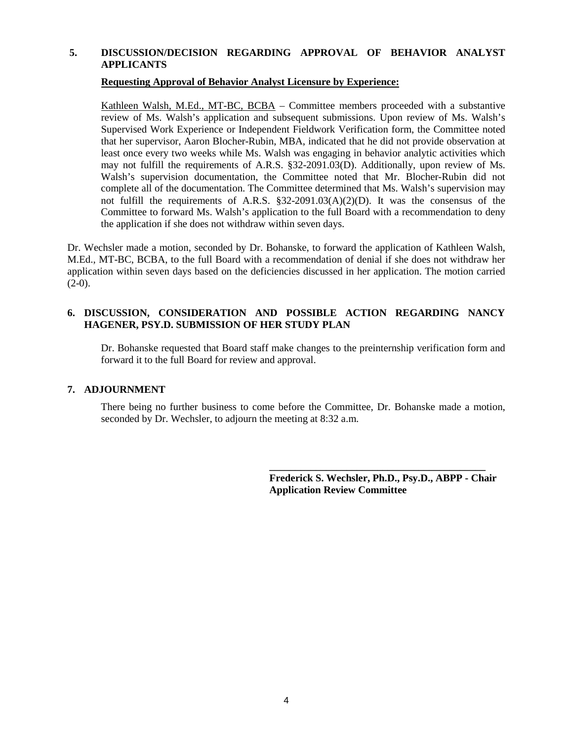**5. DISCUSSION/DECISION REGARDING APPROVAL OF BEHAVIOR ANALYST APPLICANTS**

**Requesting Approval of Behavior Analyst Licensure by Experience:**

Kathleen Walsh, M.Ed., MT-BC, BCBA – Committee members proceeded with a substantive review of Ms. Walsh's application and subsequent submissions. Upon review of Ms. Walsh's Supervised Work Experience or Independent Fieldwork Verification form, the Committee noted that her supervisor, Aaron Blocher-Rubin, MBA, indicated that he did not provide observation at least once every two weeks while Ms. Walsh was engaging in behavior analytic activities which may not fulfill the requirements of A.R.S. §32-2091.03(D). Additionally, upon review of Ms. Walsh's supervision documentation, the Committee noted that Mr. Blocher-Rubin did not complete all of the documentation. The Committee determined that Ms. Walsh's supervision may not fulfill the requirements of A.R.S. §32-2091.03(A)(2)(D). It was the consensus of the Committee to forward Ms. Walsh's application to the full Board with a recommendation to deny the application if she does not withdraw within seven days.

Dr. Wechsler made a motion, seconded by Dr. Bohanske, to forward the application of Kathleen Walsh, M.Ed., MT-BC, BCBA, to the full Board with a recommendation of denial if she does not withdraw her application within seven days based on the deficiencies discussed in her application. The motion carried (2-0).

**6. DISCUSSION, CONSIDERATION AND POSSIBLE ACTION REGARDING NANCY HAGENER, PSY.D. SUBMISSION OF HER STUDY PLAN**

Dr. Bohanske requested that Board staff make changes to the preinternship verification form and forward it to the full Board for review and approval.

**7. ADJOURNMENT**

There being no further business to come before the Committee, Dr. Bohanske made a motion, seconded by Dr. Wechsler, to adjourn the meeting at 8:32 a.m.

\_\_\_\_\_\_\_\_\_\_\_\_\_\_\_\_\_\_\_\_\_\_\_\_\_\_\_\_\_\_\_\_\_\_\_\_\_\_\_\_\_\_

**Frederick S. Wechsler, Ph.D., Psy.D., ABPP - Chair**
**Application Review Committee**